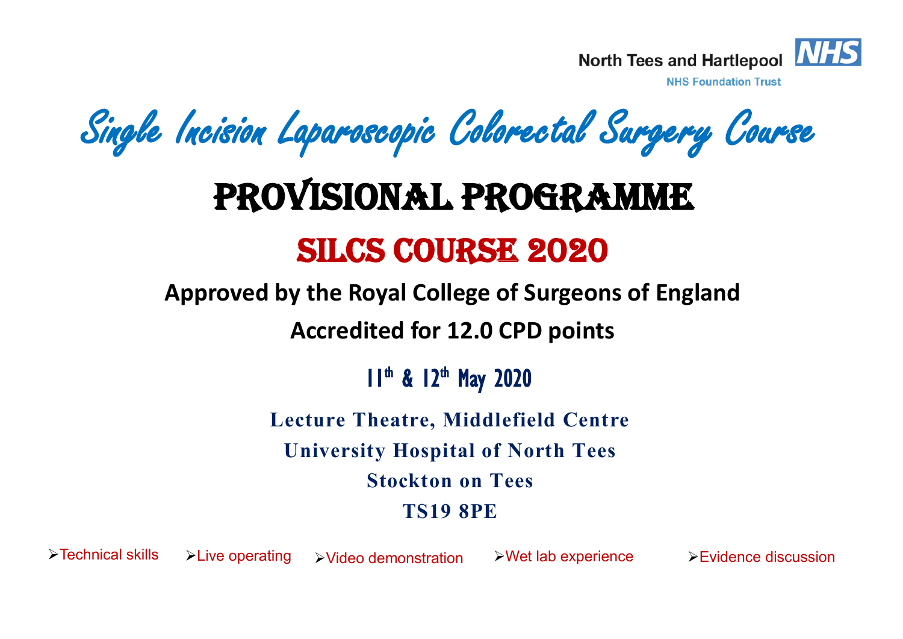North Tees and Hartlepool NHS

NHS Foundation Trust

# Single Incision Laparoscopic Colorectal Surgery Course

# PROVISIONAL PROGRAMME

## SILCS COURSE 2020

**Approved by the Royal College of Surgeons of England**

**Accredited for 12.0 CPD points**

**11th & 12th May 2020**

**Lecture Theatre, Middlefield Centre**

**University Hospital of North Tees**

**Stockton on Tees**

**TS19 8PE**

- Technical skills
- Live operating
- Video demonstration
- Wet lab experience
- Evidence discussion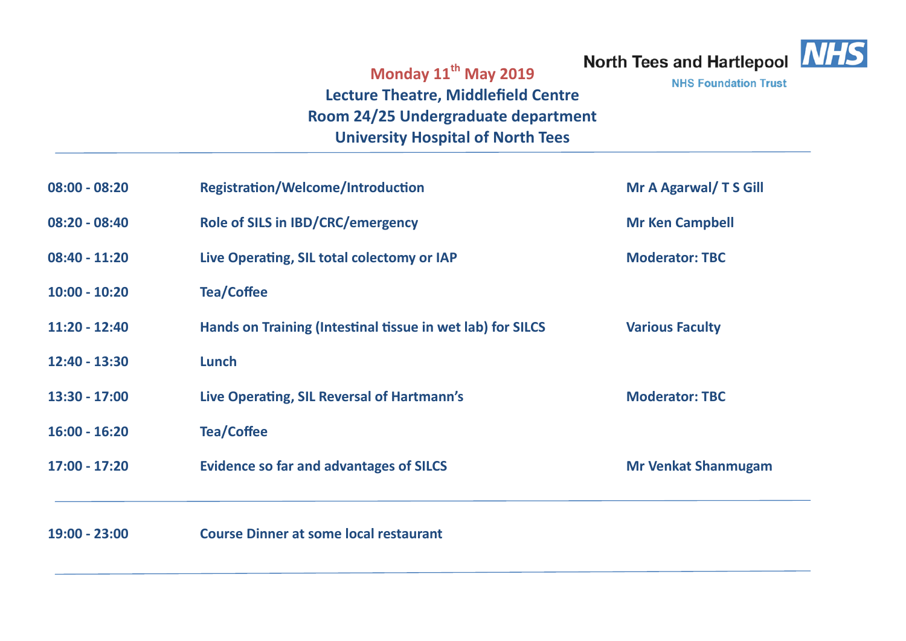North Tees and Hartlepool NHS Foundation Trust

## Monday 11th May 2019

**Lecture Theatre, Middlefield Centre**
**Room 24/25 Undergraduate department**
**University Hospital of North Tees**

---

| | | |
|---|---|---|
| 08:00 - 08:20 | Registration/Welcome/Introduction | Mr A Agarwal/ T S Gill |
| 08:20 - 08:40 | Role of SILS in IBD/CRC/emergency | Mr Ken Campbell |
| 08:40 - 11:20 | Live Operating, SIL total colectomy or IAP | Moderator: TBC |
| 10:00 - 10:20 | Tea/Coffee | |
| 11:20 - 12:40 | Hands on Training (Intestinal tissue in wet lab) for SILCS | Various Faculty |
| 12:40 - 13:30 | Lunch | |
| 13:30 - 17:00 | Live Operating, SIL Reversal of Hartmann's | Moderator: TBC |
| 16:00 - 16:20 | Tea/Coffee | |
| 17:00 - 17:20 | Evidence so far and advantages of SILCS | Mr Venkat Shanmugam |

---

| | | |
|---|---|---|
| 19:00 - 23:00 | Course Dinner at some local restaurant | |

---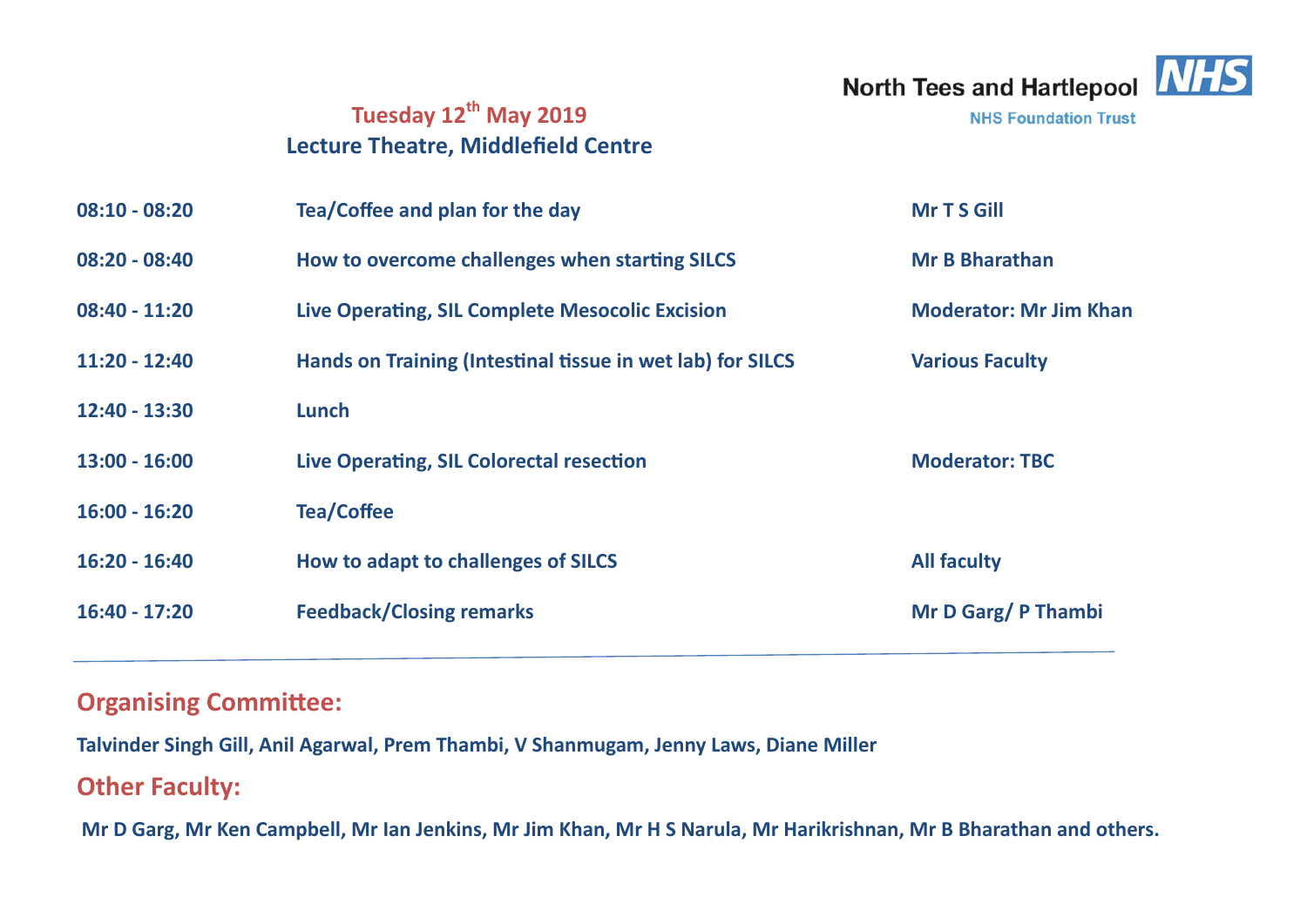North Tees and Hartlepool NHS Foundation Trust

**Tuesday 12th May 2019**

**Lecture Theatre, Middlefield Centre**

| | | |
|---|---|---|
| 08:10 - 08:20 | Tea/Coffee and plan for the day | Mr T S Gill |
| 08:20 - 08:40 | How to overcome challenges when starting SILCS | Mr B Bharathan |
| 08:40 - 11:20 | Live Operating, SIL Complete Mesocolic Excision | Moderator: Mr Jim Khan |
| 11:20 - 12:40 | Hands on Training (Intestinal tissue in wet lab) for SILCS | Various Faculty |
| 12:40 - 13:30 | Lunch | |
| 13:00 - 16:00 | Live Operating, SIL Colorectal resection | Moderator: TBC |
| 16:00 - 16:20 | Tea/Coffee | |
| 16:20 - 16:40 | How to adapt to challenges of SILCS | All faculty |
| 16:40 - 17:20 | Feedback/Closing remarks | Mr D Garg/ P Thambi |

## Organising Committee:

**Talvinder Singh Gill, Anil Agarwal, Prem Thambi, V Shanmugam, Jenny Laws, Diane Miller**

## Other Faculty:

**Mr D Garg, Mr Ken Campbell, Mr Ian Jenkins, Mr Jim Khan, Mr H S Narula, Mr Harikrishnan, Mr B Bharathan and others.**